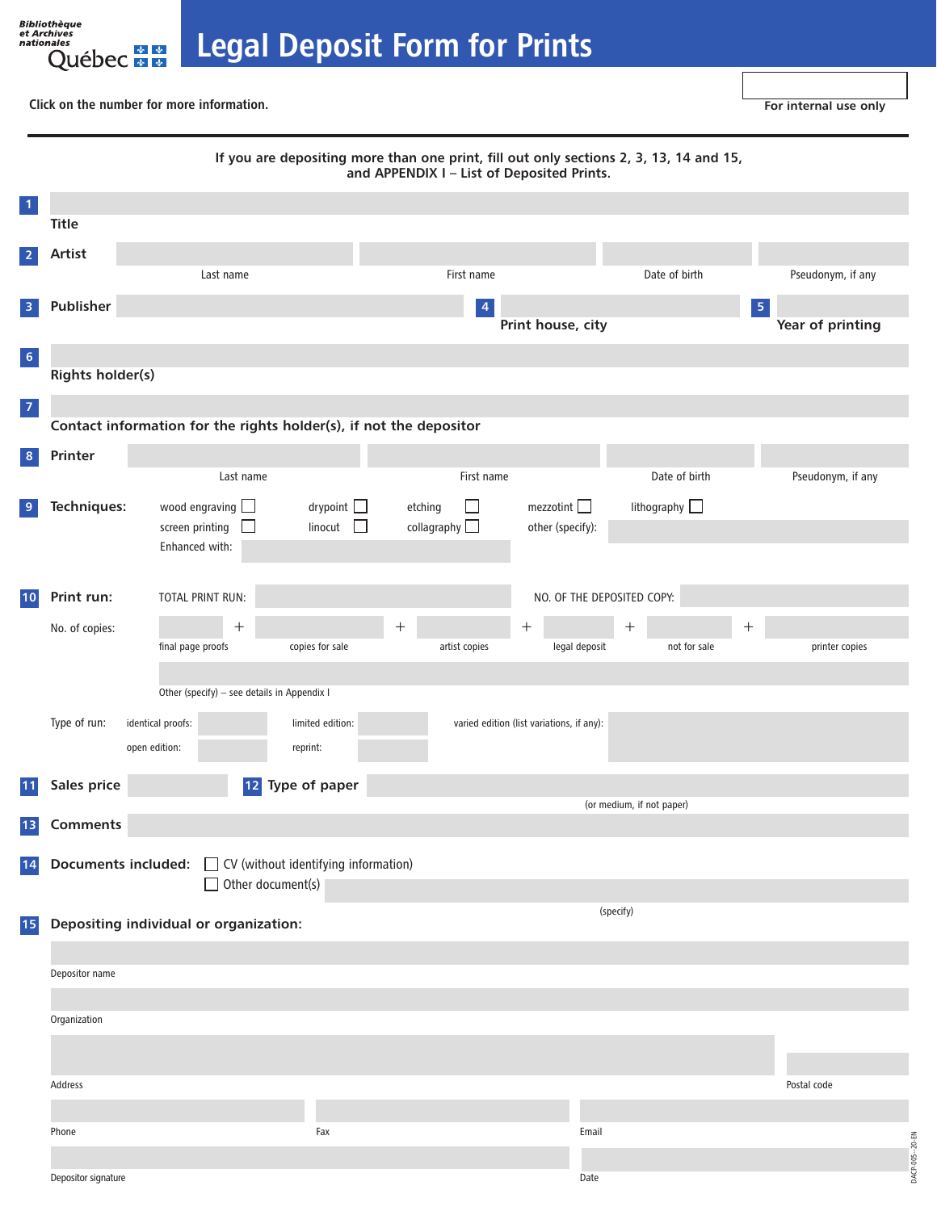Bibliothèque et Archives nationales Québec

# Legal Deposit Form for Prints

Click on the number for more information.

For internal use only

**If you are depositing more than one print, fill out only sections 2, 3, 13, 14 and 15, and APPENDIX I – List of Deposited Prints.**

**1** Title

**2** Artist — Last name | First name | Date of birth | Pseudonym, if any

**3** Publisher

**4** Print house, city

**5** Year of printing

**6** Rights holder(s)

**7** Contact information for the rights holder(s), if not the depositor

**8** Printer — Last name | First name | Date of birth | Pseudonym, if any

**9** Techniques:

- wood engraving ☐
- drypoint ☐
- etching ☐
- mezzotint ☐
- lithography ☐
- screen printing ☐
- linocut ☐
- collagraphy ☐
- other (specify):

Enhanced with:

**10** Print run:

TOTAL PRINT RUN:

NO. OF THE DEPOSITED COPY:

No. of copies: final page proofs + copies for sale + artist copies + legal deposit + not for sale + printer copies

Other (specify) – see details in Appendix I

Type of run:

- identical proofs:
- limited edition:
- varied edition (list variations, if any):
- open edition:
- reprint:

**11** Sales price

**12** Type of paper (or medium, if not paper)

**13** Comments

**14** Documents included:

- ☐ CV (without identifying information)
- ☐ Other document(s) (specify)

**15** Depositing individual or organization:

Depositor name

Organization

Address

Postal code

Phone

Fax

Email

Depositor signature

Date

DACP-005 – 20-EN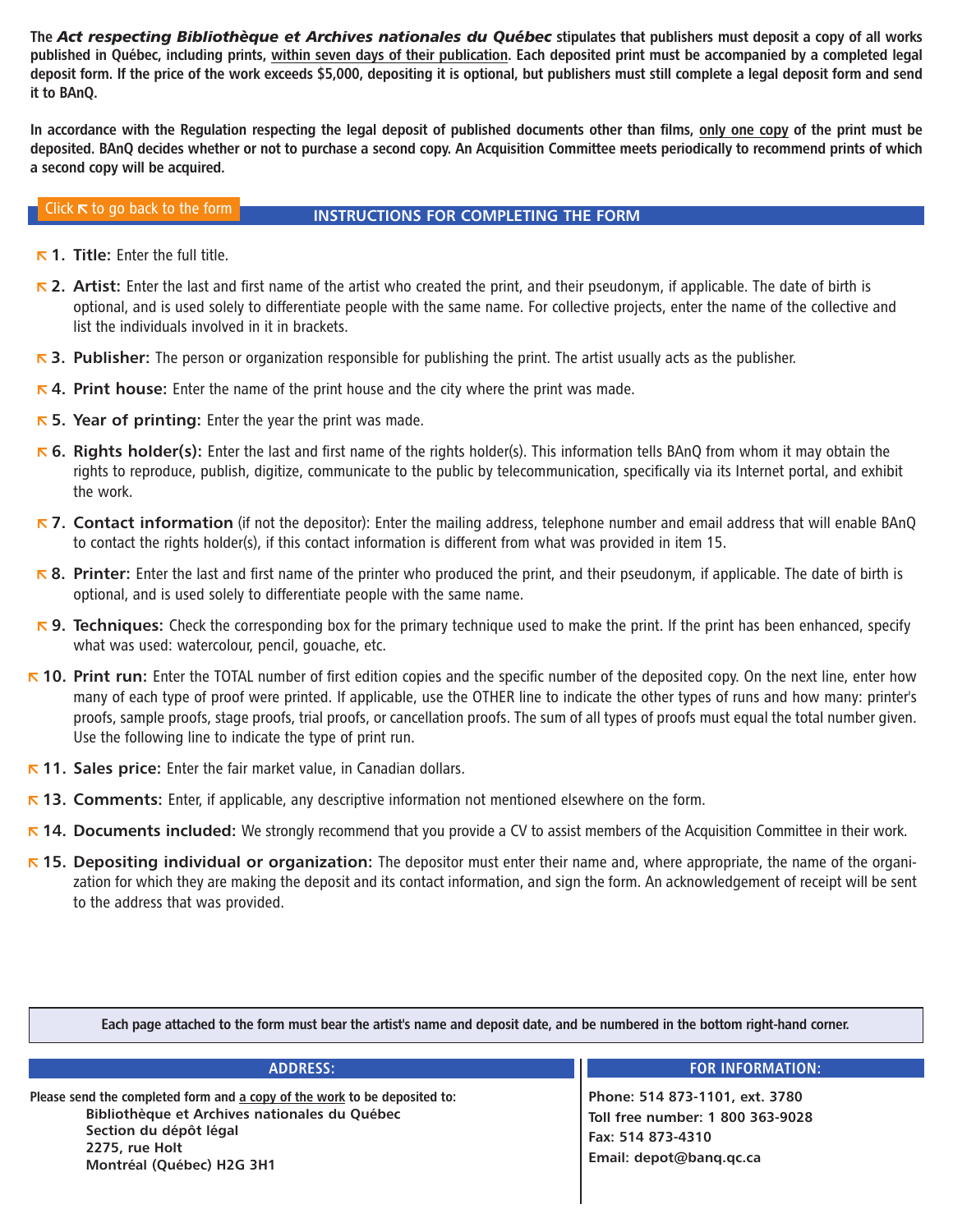**The *Act respecting Bibliothèque et Archives nationales du Québec* stipulates that publishers must deposit a copy of all works published in Québec, including prints, within seven days of their publication. Each deposited print must be accompanied by a completed legal deposit form. If the price of the work exceeds $5,000, depositing it is optional, but publishers must still complete a legal deposit form and send it to BAnQ.**

**In accordance with the Regulation respecting the legal deposit of published documents other than films, only one copy of the print must be deposited. BAnQ decides whether or not to purchase a second copy. An Acquisition Committee meets periodically to recommend prints of which a second copy will be acquired.**

Click ↖ to go back to the form

## INSTRUCTIONS FOR COMPLETING THE FORM

↖ **1. Title:** Enter the full title.

↖ **2. Artist:** Enter the last and first name of the artist who created the print, and their pseudonym, if applicable. The date of birth is optional, and is used solely to differentiate people with the same name. For collective projects, enter the name of the collective and list the individuals involved in it in brackets.

↖ **3. Publisher:** The person or organization responsible for publishing the print. The artist usually acts as the publisher.

↖ **4. Print house:** Enter the name of the print house and the city where the print was made.

↖ **5. Year of printing:** Enter the year the print was made.

↖ **6. Rights holder(s):** Enter the last and first name of the rights holder(s). This information tells BAnQ from whom it may obtain the rights to reproduce, publish, digitize, communicate to the public by telecommunication, specifically via its Internet portal, and exhibit the work.

↖ **7. Contact information** (if not the depositor): Enter the mailing address, telephone number and email address that will enable BAnQ to contact the rights holder(s), if this contact information is different from what was provided in item 15.

↖ **8. Printer:** Enter the last and first name of the printer who produced the print, and their pseudonym, if applicable. The date of birth is optional, and is used solely to differentiate people with the same name.

↖ **9. Techniques:** Check the corresponding box for the primary technique used to make the print. If the print has been enhanced, specify what was used: watercolour, pencil, gouache, etc.

↖ **10. Print run:** Enter the TOTAL number of first edition copies and the specific number of the deposited copy. On the next line, enter how many of each type of proof were printed. If applicable, use the OTHER line to indicate the other types of runs and how many: printer's proofs, sample proofs, stage proofs, trial proofs, or cancellation proofs. The sum of all types of proofs must equal the total number given. Use the following line to indicate the type of print run.

↖ **11. Sales price:** Enter the fair market value, in Canadian dollars.

↖ **13. Comments:** Enter, if applicable, any descriptive information not mentioned elsewhere on the form.

↖ **14. Documents included:** We strongly recommend that you provide a CV to assist members of the Acquisition Committee in their work.

↖ **15. Depositing individual or organization:** The depositor must enter their name and, where appropriate, the name of the organization for which they are making the deposit and its contact information, and sign the form. An acknowledgement of receipt will be sent to the address that was provided.

**Each page attached to the form must bear the artist's name and deposit date, and be numbered in the bottom right-hand corner.**

### ADDRESS:

**Please send the completed form and a copy of the work to be deposited to:**

**Bibliothèque et Archives nationales du Québec**
**Section du dépôt légal**
**2275, rue Holt**
**Montréal (Québec) H2G 3H1**

### FOR INFORMATION:

**Phone: 514 873-1101, ext. 3780**
**Toll free number: 1 800 363-9028**
**Fax: 514 873-4310**
**Email: depot@banq.qc.ca**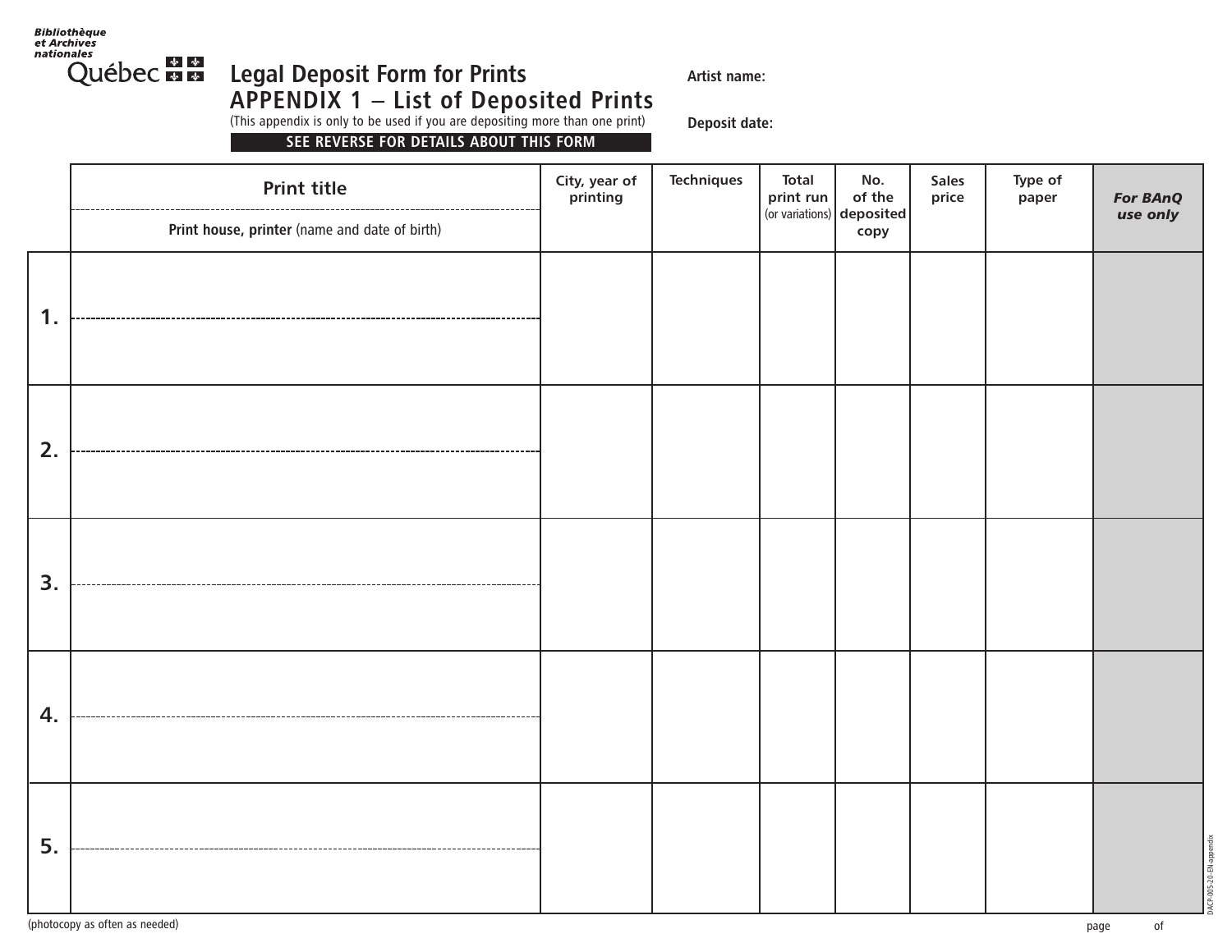Bibliothèque et Archives nationales Québec

# Legal Deposit Form for Prints
## APPENDIX 1 – List of Deposited Prints

(This appendix is only to be used if you are depositing more than one print)

**SEE REVERSE FOR DETAILS ABOUT THIS FORM**

**Artist name:**

**Deposit date:**

| | Print title / **Print house, printer** (name and date of birth) | City, year of printing | Techniques | Total print run (or variations) | No. of the deposited copy | Sales price | Type of paper | *For BAnQ use only* |
|---|---|---|---|---|---|---|---|---|
| 1. | | | | | | | | |
| 2. | | | | | | | | |
| 3. | | | | | | | | |
| 4. | | | | | | | | |
| 5. | | | | | | | | |

(photocopy as often as needed)

page of

DACP-005-20-EN-appendix